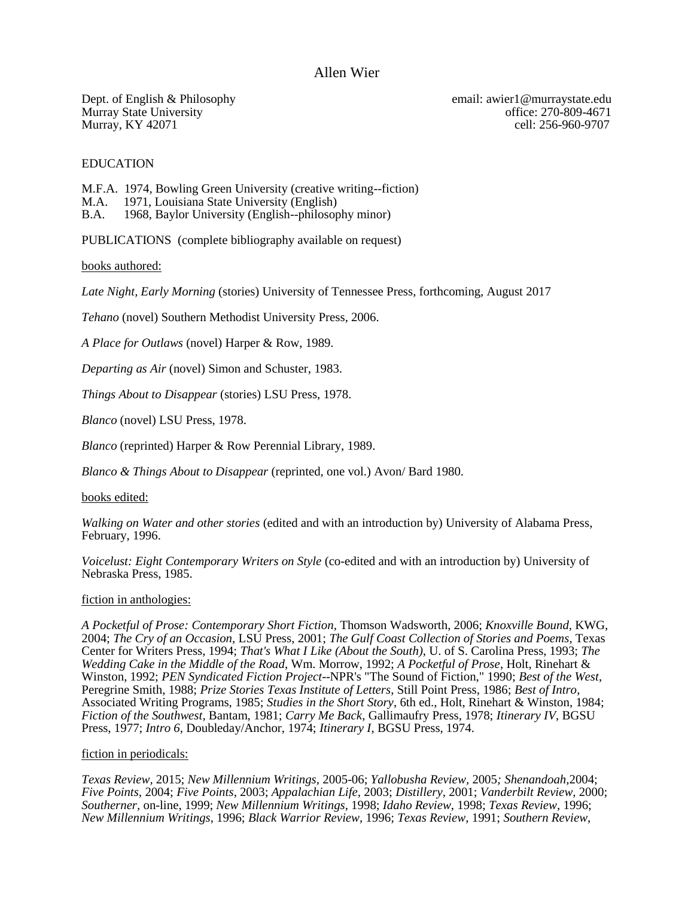# Allen Wier

Dept. of English & Philosophy
Murray State University
Murray, KY 42071

email: awier1@murraystate.edu
office: 270-809-4671
cell: 256-960-9707

## EDUCATION

M.F.A. 1974, Bowling Green University (creative writing--fiction)
M.A. 1971, Louisiana State University (English)
B.A. 1968, Baylor University (English--philosophy minor)

## PUBLICATIONS (complete bibliography available on request)

### books authored:

*Late Night, Early Morning* (stories) University of Tennessee Press, forthcoming, August 2017

*Tehano* (novel) Southern Methodist University Press, 2006.

*A Place for Outlaws* (novel) Harper & Row, 1989.

*Departing as Air* (novel) Simon and Schuster, 1983.

*Things About to Disappear* (stories) LSU Press, 1978.

*Blanco* (novel) LSU Press, 1978.

*Blanco* (reprinted) Harper & Row Perennial Library, 1989.

*Blanco & Things About to Disappear* (reprinted, one vol.) Avon/ Bard 1980.

### books edited:

*Walking on Water and other stories* (edited and with an introduction by) University of Alabama Press, February, 1996.

*Voicelust: Eight Contemporary Writers on Style* (co-edited and with an introduction by) University of Nebraska Press, 1985.

### fiction in anthologies:

*A Pocketful of Prose: Contemporary Short Fiction*, Thomson Wadsworth, 2006; *Knoxville Bound*, KWG, 2004; *The Cry of an Occasion*, LSU Press, 2001; *The Gulf Coast Collection of Stories and Poems*, Texas Center for Writers Press, 1994; *That's What I Like (About the South)*, U. of S. Carolina Press, 1993; *The Wedding Cake in the Middle of the Road*, Wm. Morrow, 1992; *A Pocketful of Prose*, Holt, Rinehart & Winston, 1992; *PEN Syndicated Fiction Project*--NPR's "The Sound of Fiction," 1990; *Best of the West*, Peregrine Smith, 1988; *Prize Stories Texas Institute of Letters*, Still Point Press, 1986; *Best of Intro*, Associated Writing Programs, 1985; *Studies in the Short Story*, 6th ed., Holt, Rinehart & Winston, 1984; *Fiction of the Southwest*, Bantam, 1981; *Carry Me Back*, Gallimaufry Press, 1978; *Itinerary IV*, BGSU Press, 1977; *Intro 6*, Doubleday/Anchor, 1974; *Itinerary I*, BGSU Press, 1974.

### fiction in periodicals:

*Texas Review*, 2015; *New Millennium Writings*, 2005-06; *Yallobusha Review*, 2005; *Shenandoah*, 2004; *Five Points*, 2004; *Five Points*, 2003; *Appalachian Life*, 2003; *Distillery*, 2001; *Vanderbilt Review*, 2000; *Southerner*, on-line, 1999; *New Millennium Writings*, 1998; *Idaho Review*, 1998; *Texas Review*, 1996; *New Millennium Writings*, 1996; *Black Warrior Review*, 1996; *Texas Review*, 1991; *Southern Review*,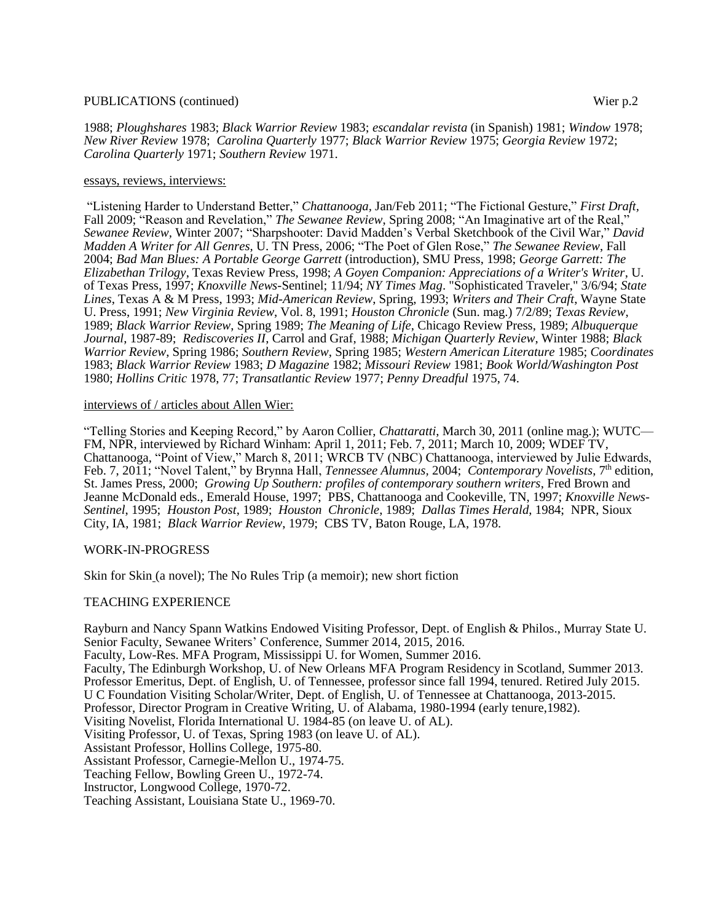1988; *Ploughshares* 1983; *Black Warrior Review* 1983; *escandalar revista* (in Spanish) 1981; *Window* 1978; *New River Review* 1978; *Carolina Quarterly* 1977; *Black Warrior Review* 1975; *Georgia Review* 1972; *Carolina Quarterly* 1971; *Southern Review* 1971.

essays, reviews, interviews:

"Listening Harder to Understand Better," *Chattanooga*, Jan/Feb 2011; "The Fictional Gesture," *First Draft*, Fall 2009; "Reason and Revelation," *The Sewanee Review*, Spring 2008; "An Imaginative art of the Real," *Sewanee Review*, Winter 2007; "Sharpshooter: David Madden's Verbal Sketchbook of the Civil War," *David Madden A Writer for All Genres*, U. TN Press, 2006; "The Poet of Glen Rose," *The Sewanee Review*, Fall 2004; *Bad Man Blues: A Portable George Garrett* (introduction), SMU Press, 1998; *George Garrett: The Elizabethan Trilogy*, Texas Review Press, 1998; *A Goyen Companion: Appreciations of a Writer's Writer*, U. of Texas Press, 1997; *Knoxville News*-Sentinel; 11/94; *NY Times Mag*. "Sophisticated Traveler," 3/6/94; *State Lines*, Texas A & M Press, 1993; *Mid-American Review*, Spring, 1993; *Writers and Their Craft*, Wayne State U. Press, 1991; *New Virginia Review*, Vol. 8, 1991; *Houston Chronicle* (Sun. mag.) 7/2/89; *Texas Review*, 1989; *Black Warrior Review*, Spring 1989; *The Meaning of Life*, Chicago Review Press, 1989; *Albuquerque Journal*, 1987-89; *Rediscoveries II*, Carrol and Graf, 1988; *Michigan Quarterly Review*, Winter 1988; *Black Warrior Review*, Spring 1986; *Southern Review*, Spring 1985; *Western American Literature* 1985; *Coordinates* 1983; *Black Warrior Review* 1983; *D Magazine* 1982; *Missouri Review* 1981; *Book World/Washington Post* 1980; *Hollins Critic* 1978, 77; *Transatlantic Review* 1977; *Penny Dreadful* 1975, 74.

interviews of / articles about Allen Wier:

"Telling Stories and Keeping Record," by Aaron Collier, *Chattaratti*, March 30, 2011 (online mag.); WUTC—FM, NPR, interviewed by Richard Winham: April 1, 2011; Feb. 7, 2011; March 10, 2009; WDEF TV, Chattanooga, "Point of View," March 8, 2011; WRCB TV (NBC) Chattanooga, interviewed by Julie Edwards, Feb. 7, 2011; "Novel Talent," by Brynna Hall, *Tennessee Alumnus*, 2004; *Contemporary Novelists*, 7th edition, St. James Press, 2000; *Growing Up Southern: profiles of contemporary southern writers*, Fred Brown and Jeanne McDonald eds., Emerald House, 1997; PBS, Chattanooga and Cookeville, TN, 1997; *Knoxville News-Sentinel*, 1995; *Houston Post*, 1989; *Houston Chronicle*, 1989; *Dallas Times Herald*, 1984; NPR, Sioux City, IA, 1981; *Black Warrior Review*, 1979; CBS TV, Baton Rouge, LA, 1978.

## WORK-IN-PROGRESS

Skin for Skin (a novel); The No Rules Trip (a memoir); new short fiction

## TEACHING EXPERIENCE

Rayburn and Nancy Spann Watkins Endowed Visiting Professor, Dept. of English & Philos., Murray State U.
Senior Faculty, Sewanee Writers' Conference, Summer 2014, 2015, 2016.
Faculty, Low-Res. MFA Program, Mississippi U. for Women, Summer 2016.
Faculty, The Edinburgh Workshop, U. of New Orleans MFA Program Residency in Scotland, Summer 2013.
Professor Emeritus, Dept. of English, U. of Tennessee, professor since fall 1994, tenured. Retired July 2015.
U C Foundation Visiting Scholar/Writer, Dept. of English, U. of Tennessee at Chattanooga, 2013-2015.
Professor, Director Program in Creative Writing, U. of Alabama, 1980-1994 (early tenure,1982).
Visiting Novelist, Florida International U. 1984-85 (on leave U. of AL).
Visiting Professor, U. of Texas, Spring 1983 (on leave U. of AL).
Assistant Professor, Hollins College, 1975-80.
Assistant Professor, Carnegie-Mellon U., 1974-75.
Teaching Fellow, Bowling Green U., 1972-74.
Instructor, Longwood College, 1970-72.
Teaching Assistant, Louisiana State U., 1969-70.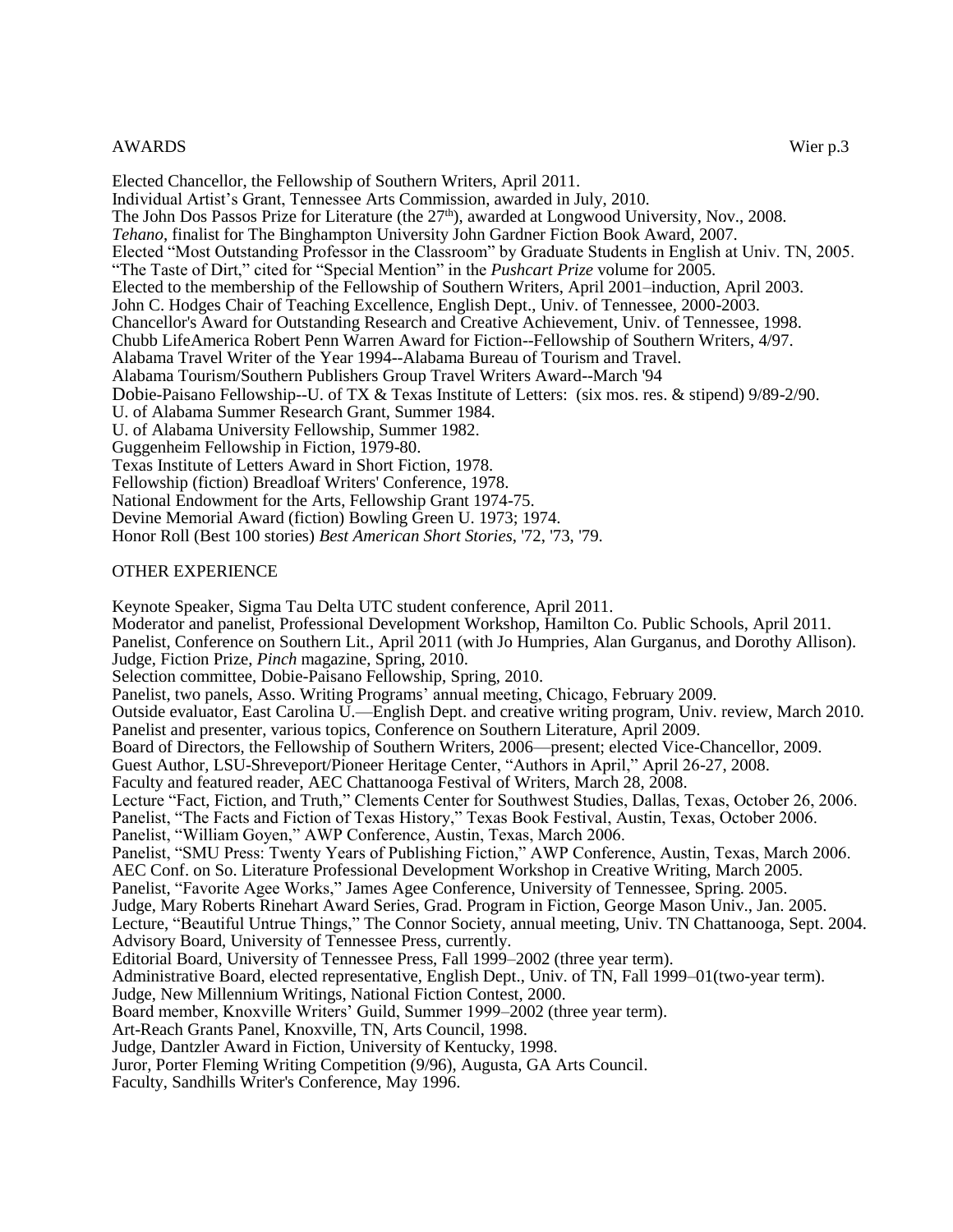## AWARDS

Elected Chancellor, the Fellowship of Southern Writers, April 2011.
Individual Artist's Grant, Tennessee Arts Commission, awarded in July, 2010.
The John Dos Passos Prize for Literature (the 27th), awarded at Longwood University, Nov., 2008.
*Tehano*, finalist for The Binghampton University John Gardner Fiction Book Award, 2007.
Elected "Most Outstanding Professor in the Classroom" by Graduate Students in English at Univ. TN, 2005.
"The Taste of Dirt," cited for "Special Mention" in the *Pushcart Prize* volume for 2005.
Elected to the membership of the Fellowship of Southern Writers, April 2001–induction, April 2003.
John C. Hodges Chair of Teaching Excellence, English Dept., Univ. of Tennessee, 2000-2003.
Chancellor's Award for Outstanding Research and Creative Achievement, Univ. of Tennessee, 1998.
Chubb LifeAmerica Robert Penn Warren Award for Fiction--Fellowship of Southern Writers, 4/97.
Alabama Travel Writer of the Year 1994--Alabama Bureau of Tourism and Travel.
Alabama Tourism/Southern Publishers Group Travel Writers Award--March '94
Dobie-Paisano Fellowship--U. of TX & Texas Institute of Letters: (six mos. res. & stipend) 9/89-2/90.
U. of Alabama Summer Research Grant, Summer 1984.
U. of Alabama University Fellowship, Summer 1982.
Guggenheim Fellowship in Fiction, 1979-80.
Texas Institute of Letters Award in Short Fiction, 1978.
Fellowship (fiction) Breadloaf Writers' Conference, 1978.
National Endowment for the Arts, Fellowship Grant 1974-75.
Devine Memorial Award (fiction) Bowling Green U. 1973; 1974.
Honor Roll (Best 100 stories) *Best American Short Stories*, '72, '73, '79.

## OTHER EXPERIENCE

Keynote Speaker, Sigma Tau Delta UTC student conference, April 2011.
Moderator and panelist, Professional Development Workshop, Hamilton Co. Public Schools, April 2011.
Panelist, Conference on Southern Lit., April 2011 (with Jo Humpries, Alan Gurganus, and Dorothy Allison).
Judge, Fiction Prize, *Pinch* magazine, Spring, 2010.
Selection committee, Dobie-Paisano Fellowship, Spring, 2010.
Panelist, two panels, Asso. Writing Programs' annual meeting, Chicago, February 2009.
Outside evaluator, East Carolina U.—English Dept. and creative writing program, Univ. review, March 2010.
Panelist and presenter, various topics, Conference on Southern Literature, April 2009.
Board of Directors, the Fellowship of Southern Writers, 2006—present; elected Vice-Chancellor, 2009.
Guest Author, LSU-Shreveport/Pioneer Heritage Center, "Authors in April," April 26-27, 2008.
Faculty and featured reader, AEC Chattanooga Festival of Writers, March 28, 2008.
Lecture "Fact, Fiction, and Truth," Clements Center for Southwest Studies, Dallas, Texas, October 26, 2006.
Panelist, "The Facts and Fiction of Texas History," Texas Book Festival, Austin, Texas, October 2006.
Panelist, "William Goyen," AWP Conference, Austin, Texas, March 2006.
Panelist, "SMU Press: Twenty Years of Publishing Fiction," AWP Conference, Austin, Texas, March 2006.
AEC Conf. on So. Literature Professional Development Workshop in Creative Writing, March 2005.
Panelist, "Favorite Agee Works," James Agee Conference, University of Tennessee, Spring. 2005.
Judge, Mary Roberts Rinehart Award Series, Grad. Program in Fiction, George Mason Univ., Jan. 2005.
Lecture, "Beautiful Untrue Things," The Connor Society, annual meeting, Univ. TN Chattanooga, Sept. 2004.
Advisory Board, University of Tennessee Press, currently.
Editorial Board, University of Tennessee Press, Fall 1999–2002 (three year term).
Administrative Board, elected representative, English Dept., Univ. of TN, Fall 1999–01(two-year term).
Judge, New Millennium Writings, National Fiction Contest, 2000.
Board member, Knoxville Writers' Guild, Summer 1999–2002 (three year term).
Art-Reach Grants Panel, Knoxville, TN, Arts Council, 1998.
Judge, Dantzler Award in Fiction, University of Kentucky, 1998.
Juror, Porter Fleming Writing Competition (9/96), Augusta, GA Arts Council.
Faculty, Sandhills Writer's Conference, May 1996.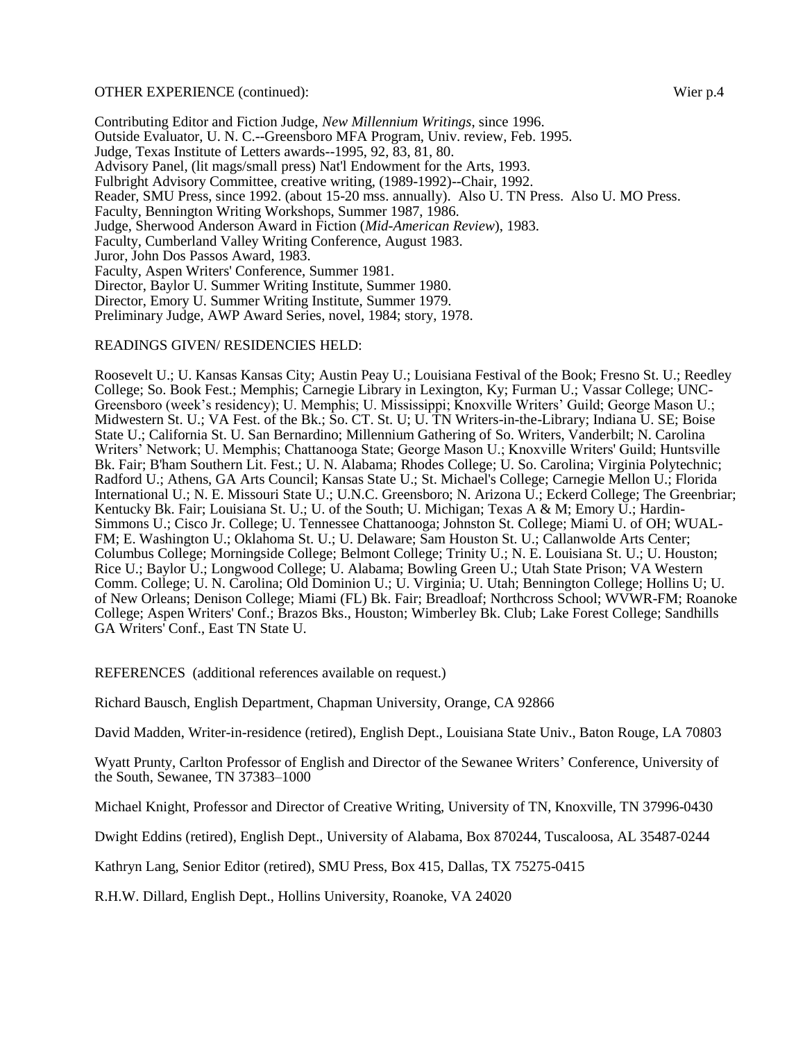OTHER EXPERIENCE (continued):

Contributing Editor and Fiction Judge, *New Millennium Writings*, since 1996.
Outside Evaluator, U. N. C.--Greensboro MFA Program, Univ. review, Feb. 1995.
Judge, Texas Institute of Letters awards--1995, 92, 83, 81, 80.
Advisory Panel, (lit mags/small press) Nat'l Endowment for the Arts, 1993.
Fulbright Advisory Committee, creative writing, (1989-1992)--Chair, 1992.
Reader, SMU Press, since 1992. (about 15-20 mss. annually). Also U. TN Press. Also U. MO Press.
Faculty, Bennington Writing Workshops, Summer 1987, 1986.
Judge, Sherwood Anderson Award in Fiction (*Mid-American Review*), 1983.
Faculty, Cumberland Valley Writing Conference, August 1983.
Juror, John Dos Passos Award, 1983.
Faculty, Aspen Writers' Conference, Summer 1981.
Director, Baylor U. Summer Writing Institute, Summer 1980.
Director, Emory U. Summer Writing Institute, Summer 1979.
Preliminary Judge, AWP Award Series, novel, 1984; story, 1978.

READINGS GIVEN/ RESIDENCIES HELD:

Roosevelt U.; U. Kansas Kansas City; Austin Peay U.; Louisiana Festival of the Book; Fresno St. U.; Reedley College; So. Book Fest.; Memphis; Carnegie Library in Lexington, Ky; Furman U.; Vassar College; UNC-Greensboro (week's residency); U. Memphis; U. Mississippi; Knoxville Writers' Guild; George Mason U.; Midwestern St. U.; VA Fest. of the Bk.; So. CT. St. U; U. TN Writers-in-the-Library; Indiana U. SE; Boise State U.; California St. U. San Bernardino; Millennium Gathering of So. Writers, Vanderbilt; N. Carolina Writers' Network; U. Memphis; Chattanooga State; George Mason U.; Knoxville Writers' Guild; Huntsville Bk. Fair; B'ham Southern Lit. Fest.; U. N. Alabama; Rhodes College; U. So. Carolina; Virginia Polytechnic; Radford U.; Athens, GA Arts Council; Kansas State U.; St. Michael's College; Carnegie Mellon U.; Florida International U.; N. E. Missouri State U.; U.N.C. Greensboro; N. Arizona U.; Eckerd College; The Greenbriar; Kentucky Bk. Fair; Louisiana St. U.; U. of the South; U. Michigan; Texas A & M; Emory U.; Hardin-Simmons U.; Cisco Jr. College; U. Tennessee Chattanooga; Johnston St. College; Miami U. of OH; WUAL-FM; E. Washington U.; Oklahoma St. U.; U. Delaware; Sam Houston St. U.; Callanwolde Arts Center; Columbus College; Morningside College; Belmont College; Trinity U.; N. E. Louisiana St. U.; U. Houston; Rice U.; Baylor U.; Longwood College; U. Alabama; Bowling Green U.; Utah State Prison; VA Western Comm. College; U. N. Carolina; Old Dominion U.; U. Virginia; U. Utah; Bennington College; Hollins U; U. of New Orleans; Denison College; Miami (FL) Bk. Fair; Breadloaf; Northcross School; WVWR-FM; Roanoke College; Aspen Writers' Conf.; Brazos Bks., Houston; Wimberley Bk. Club; Lake Forest College; Sandhills GA Writers' Conf., East TN State U.

REFERENCES (additional references available on request.)

Richard Bausch, English Department, Chapman University, Orange, CA 92866

David Madden, Writer-in-residence (retired), English Dept., Louisiana State Univ., Baton Rouge, LA 70803

Wyatt Prunty, Carlton Professor of English and Director of the Sewanee Writers' Conference, University of the South, Sewanee, TN 37383–1000

Michael Knight, Professor and Director of Creative Writing, University of TN, Knoxville, TN 37996-0430

Dwight Eddins (retired), English Dept., University of Alabama, Box 870244, Tuscaloosa, AL 35487-0244

Kathryn Lang, Senior Editor (retired), SMU Press, Box 415, Dallas, TX 75275-0415

R.H.W. Dillard, English Dept., Hollins University, Roanoke, VA 24020